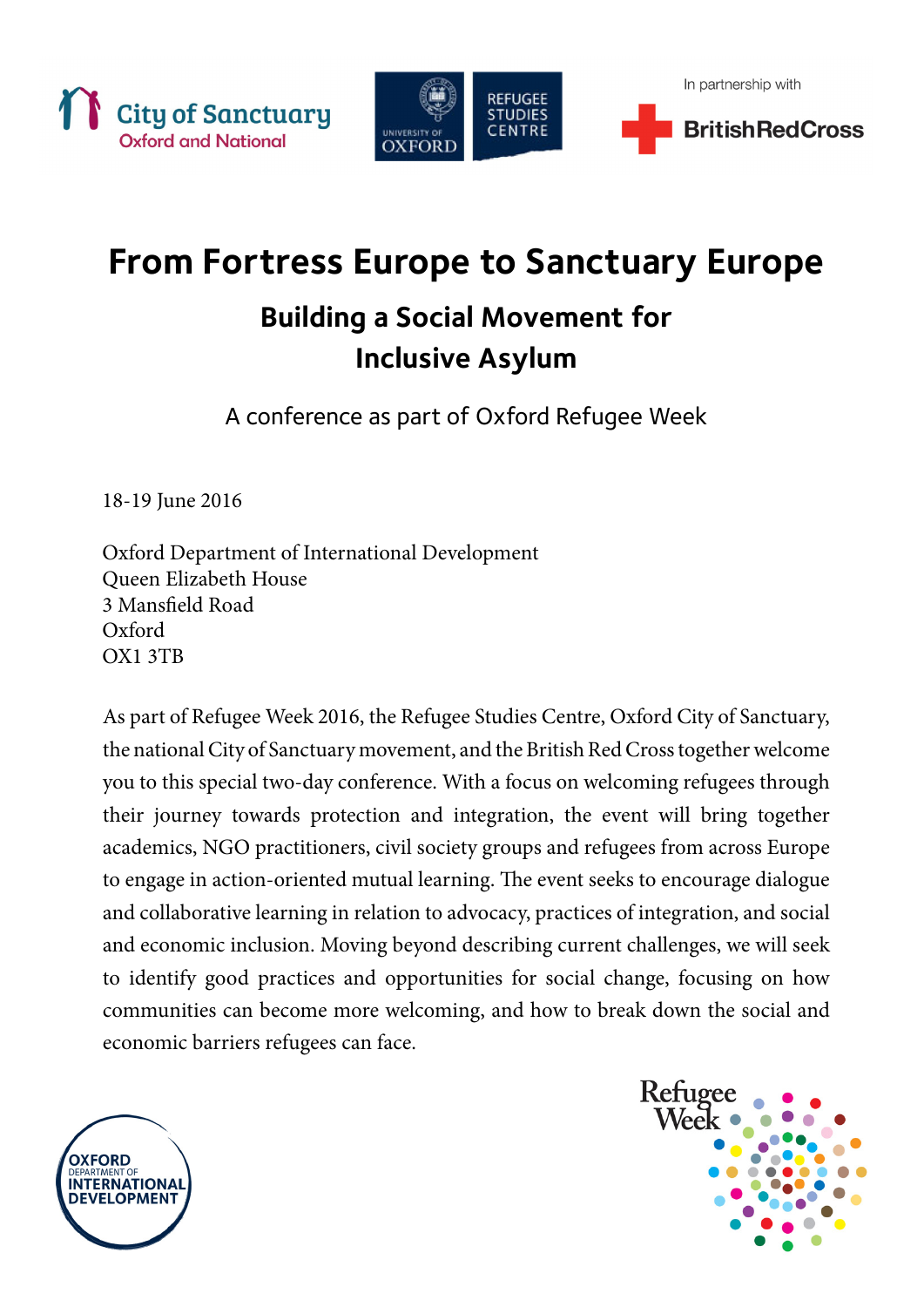City of Sanctuary Oxford and National

UNIVERSITY OF OXFORD — REFUGEE STUDIES CENTRE

In partnership with BritishRedCross

# From Fortress Europe to Sanctuary Europe

## Building a Social Movement for Inclusive Asylum

A conference as part of Oxford Refugee Week

18-19 June 2016

Oxford Department of International Development
Queen Elizabeth House
3 Mansfield Road
Oxford
OX1 3TB

As part of Refugee Week 2016, the Refugee Studies Centre, Oxford City of Sanctuary, the national City of Sanctuary movement, and the British Red Cross together welcome you to this special two-day conference. With a focus on welcoming refugees through their journey towards protection and integration, the event will bring together academics, NGO practitioners, civil society groups and refugees from across Europe to engage in action-oriented mutual learning. The event seeks to encourage dialogue and collaborative learning in relation to advocacy, practices of integration, and social and economic inclusion. Moving beyond describing current challenges, we will seek to identify good practices and opportunities for social change, focusing on how communities can become more welcoming, and how to break down the social and economic barriers refugees can face.

OXFORD DEPARTMENT OF INTERNATIONAL DEVELOPMENT

Refugee Week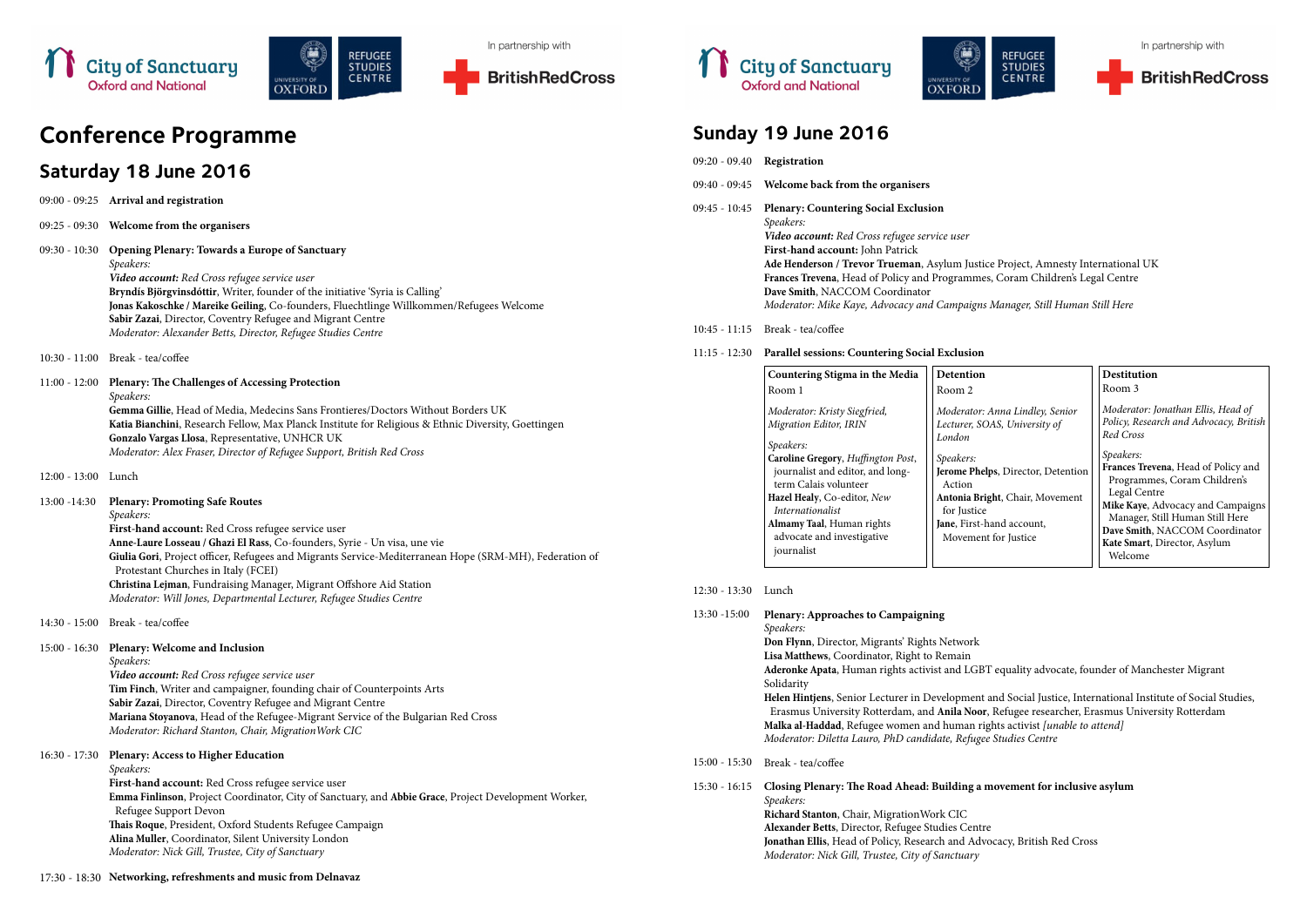City of Sanctuary Oxford and National | University of Oxford Refugee Studies Centre | In partnership with British Red Cross

# Conference Programme

## Saturday 18 June 2016

09:00 - 09:25 **Arrival and registration**

09:25 - 09:30 **Welcome from the organisers**

09:30 - 10:30 **Opening Plenary: Towards a Europe of Sanctuary**
*Speakers:*
***Video account:** Red Cross refugee service user*
**Bryndís Björgvinsdóttir**, Writer, founder of the initiative 'Syria is Calling'
**Jonas Kakoschke / Mareike Geiling**, Co-founders, Fluechtlinge Willkommen/Refugees Welcome
**Sabir Zazai**, Director, Coventry Refugee and Migrant Centre
*Moderator: Alexander Betts, Director, Refugee Studies Centre*

10:30 - 11:00 Break - tea/coffee

11:00 - 12:00 **Plenary: The Challenges of Accessing Protection**
*Speakers:*
**Gemma Gillie**, Head of Media, Medecins Sans Frontieres/Doctors Without Borders UK
**Katia Bianchini**, Research Fellow, Max Planck Institute for Religious & Ethnic Diversity, Goettingen
**Gonzalo Vargas Llosa**, Representative, UNHCR UK
*Moderator: Alex Fraser, Director of Refugee Support, British Red Cross*

12:00 - 13:00 Lunch

13:00 -14:30 **Plenary: Promoting Safe Routes**
*Speakers:*
**First-hand account:** Red Cross refugee service user
**Anne-Laure Losseau / Ghazi El Rass**, Co-founders, Syrie - Un visa, une vie
**Giulia Gori**, Project officer, Refugees and Migrants Service-Mediterranean Hope (SRM-MH), Federation of Protestant Churches in Italy (FCEI)
**Christina Lejman**, Fundraising Manager, Migrant Offshore Aid Station
*Moderator: Will Jones, Departmental Lecturer, Refugee Studies Centre*

14:30 - 15:00 Break - tea/coffee

15:00 - 16:30 **Plenary: Welcome and Inclusion**
*Speakers:*
***Video account:** Red Cross refugee service user*
**Tim Finch**, Writer and campaigner, founding chair of Counterpoints Arts
**Sabir Zazai**, Director, Coventry Refugee and Migrant Centre
**Mariana Stoyanova**, Head of the Refugee-Migrant Service of the Bulgarian Red Cross
*Moderator: Richard Stanton, Chair, MigrationWork CIC*

16:30 - 17:30 **Plenary: Access to Higher Education**
*Speakers:*
**First-hand account:** Red Cross refugee service user
**Emma Finlinson**, Project Coordinator, City of Sanctuary, and **Abbie Grace**, Project Development Worker, Refugee Support Devon
**Thais Roque**, President, Oxford Students Refugee Campaign
**Alina Muller**, Coordinator, Silent University London
*Moderator: Nick Gill, Trustee, City of Sanctuary*

17:30 - 18:30 **Networking, refreshments and music from Delnavaz**

## Sunday 19 June 2016

09:20 - 09.40 **Registration**

09:40 - 09:45 **Welcome back from the organisers**

09:45 - 10:45 **Plenary: Countering Social Exclusion**
*Speakers:*
***Video account:** Red Cross refugee service user*
**First-hand account:** John Patrick
**Ade Henderson / Trevor Trueman**, Asylum Justice Project, Amnesty International UK
**Frances Trevena**, Head of Policy and Programmes, Coram Children's Legal Centre
**Dave Smith**, NACCOM Coordinator
*Moderator: Mike Kaye, Advocacy and Campaigns Manager, Still Human Still Here*

10:45 - 11:15 Break - tea/coffee

11:15 - 12:30 **Parallel sessions: Countering Social Exclusion**

| **Countering Stigma in the Media** | **Detention** | **Destitution** |
|---|---|---|
| Room 1 | Room 2 | Room 3 |
| *Moderator: Kristy Siegfried, Migration Editor, IRIN* | *Moderator: Anna Lindley, Senior Lecturer, SOAS, University of London* | *Moderator: Jonathan Ellis, Head of Policy, Research and Advocacy, British Red Cross* |
| *Speakers:* **Caroline Gregory**, *Huffington Post*, journalist and editor, and long-term Calais volunteer; **Hazel Healy**, Co-editor, *New Internationalist*; **Almamy Taal**, Human rights advocate and investigative journalist | *Speakers:* **Jerome Phelps**, Director, Detention Action; **Antonia Bright**, Chair, Movement for Justice; **Jane**, First-hand account, Movement for Justice | *Speakers:* **Frances Trevena**, Head of Policy and Programmes, Coram Children's Legal Centre; **Mike Kaye**, Advocacy and Campaigns Manager, Still Human Still Here; **Dave Smith**, NACCOM Coordinator; **Kate Smart**, Director, Asylum Welcome |

12:30 - 13:30 Lunch

13:30 -15:00 **Plenary: Approaches to Campaigning**
*Speakers:*
**Don Flynn**, Director, Migrants' Rights Network
**Lisa Matthews**, Coordinator, Right to Remain
**Aderonke Apata**, Human rights activist and LGBT equality advocate, founder of Manchester Migrant Solidarity
**Helen Hintjens**, Senior Lecturer in Development and Social Justice, International Institute of Social Studies, Erasmus University Rotterdam, and **Anila Noor**, Refugee researcher, Erasmus University Rotterdam
**Malka al-Haddad**, Refugee women and human rights activist *[unable to attend]*
*Moderator: Diletta Lauro, PhD candidate, Refugee Studies Centre*

15:00 - 15:30 Break - tea/coffee

15:30 - 16:15 **Closing Plenary: The Road Ahead: Building a movement for inclusive asylum**
*Speakers:*
**Richard Stanton**, Chair, MigrationWork CIC
**Alexander Betts**, Director, Refugee Studies Centre
**Jonathan Ellis**, Head of Policy, Research and Advocacy, British Red Cross
*Moderator: Nick Gill, Trustee, City of Sanctuary*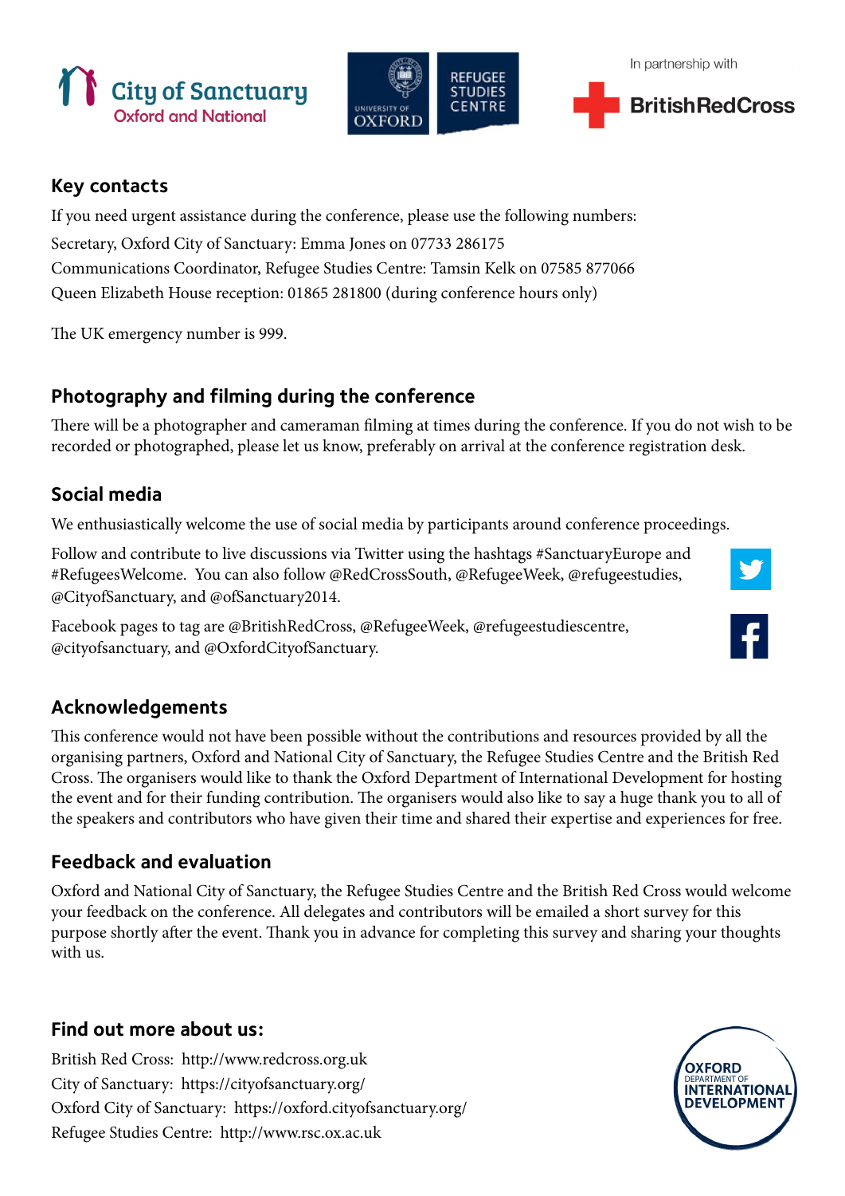City of Sanctuary
Oxford and National

University of Oxford — Refugee Studies Centre

In partnership with

British Red Cross

## Key contacts

If you need urgent assistance during the conference, please use the following numbers:

Secretary, Oxford City of Sanctuary: Emma Jones on 07733 286175

Communications Coordinator, Refugee Studies Centre: Tamsin Kelk on 07585 877066

Queen Elizabeth House reception: 01865 281800 (during conference hours only)

The UK emergency number is 999.

## Photography and filming during the conference

There will be a photographer and cameraman filming at times during the conference. If you do not wish to be recorded or photographed, please let us know, preferably on arrival at the conference registration desk.

## Social media

We enthusiastically welcome the use of social media by participants around conference proceedings.

Follow and contribute to live discussions via Twitter using the hashtags #SanctuaryEurope and #RefugeesWelcome. You can also follow @RedCrossSouth, @RefugeeWeek, @refugeestudies, @CityofSanctuary, and @ofSanctuary2014.

Facebook pages to tag are @BritishRedCross, @RefugeeWeek, @refugeestudiescentre, @cityofsanctuary, and @OxfordCityofSanctuary.

## Acknowledgements

This conference would not have been possible without the contributions and resources provided by all the organising partners, Oxford and National City of Sanctuary, the Refugee Studies Centre and the British Red Cross. The organisers would like to thank the Oxford Department of International Development for hosting the event and for their funding contribution. The organisers would also like to say a huge thank you to all of the speakers and contributors who have given their time and shared their expertise and experiences for free.

## Feedback and evaluation

Oxford and National City of Sanctuary, the Refugee Studies Centre and the British Red Cross would welcome your feedback on the conference. All delegates and contributors will be emailed a short survey for this purpose shortly after the event. Thank you in advance for completing this survey and sharing your thoughts with us.

## Find out more about us:

British Red Cross: http://www.redcross.org.uk

City of Sanctuary: https://cityofsanctuary.org/

Oxford City of Sanctuary: https://oxford.cityofsanctuary.org/

Refugee Studies Centre: http://www.rsc.ox.ac.uk

Oxford Department of International Development